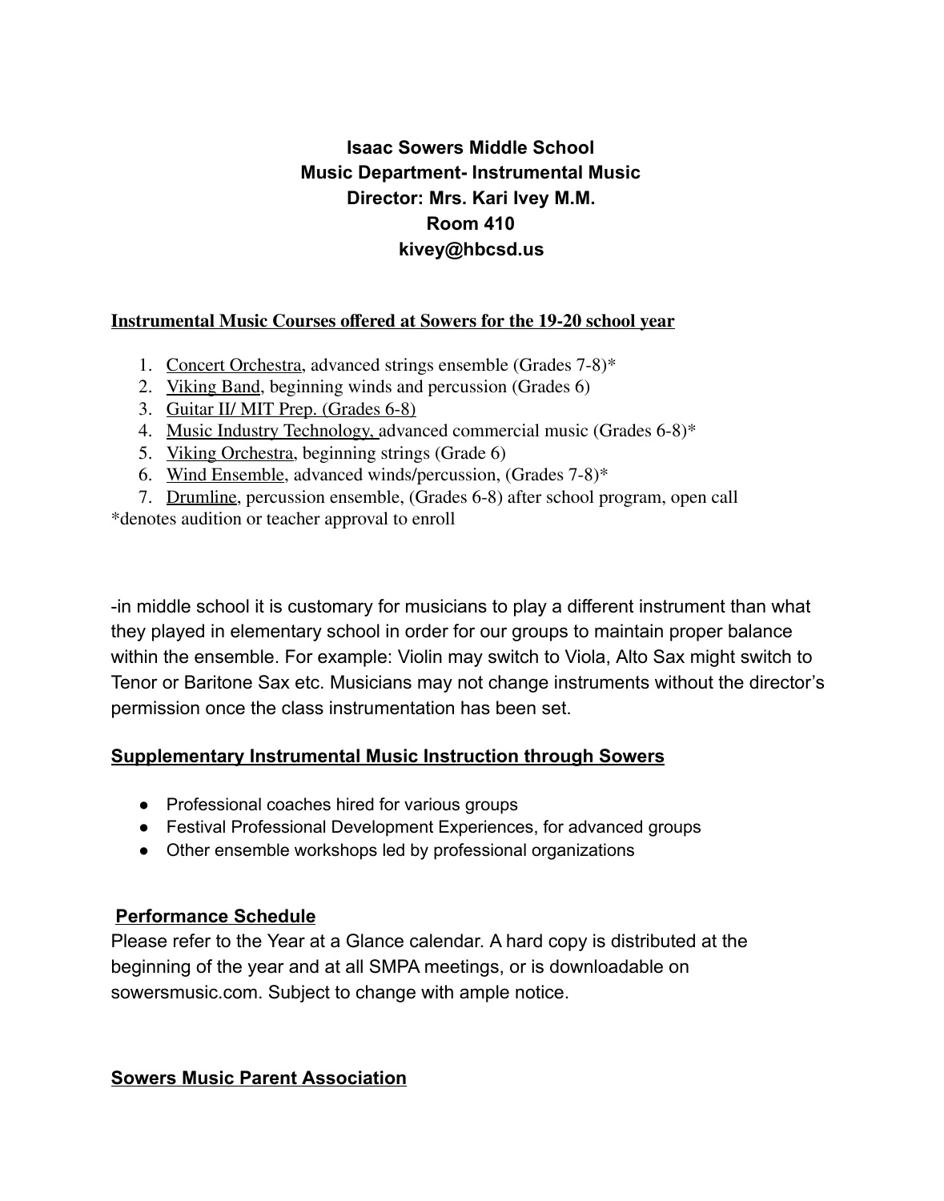**Isaac Sowers Middle School**
**Music Department- Instrumental Music**
**Director: Mrs. Kari Ivey M.M.**
**Room 410**
**kivey@hbcsd.us**

## Instrumental Music Courses offered at Sowers for the 19-20 school year

1. Concert Orchestra, advanced strings ensemble (Grades 7-8)*
2. Viking Band, beginning winds and percussion (Grades 6)
3. Guitar II/ MIT Prep. (Grades 6-8)
4. Music Industry Technology, advanced commercial music (Grades 6-8)*
5. Viking Orchestra, beginning strings (Grade 6)
6. Wind Ensemble, advanced winds/percussion, (Grades 7-8)*
7. Drumline, percussion ensemble, (Grades 6-8) after school program, open call

*denotes audition or teacher approval to enroll

-in middle school it is customary for musicians to play a different instrument than what they played in elementary school in order for our groups to maintain proper balance within the ensemble. For example: Violin may switch to Viola, Alto Sax might switch to Tenor or Baritone Sax etc. Musicians may not change instruments without the director's permission once the class instrumentation has been set.

## Supplementary Instrumental Music Instruction through Sowers

- Professional coaches hired for various groups
- Festival Professional Development Experiences, for advanced groups
- Other ensemble workshops led by professional organizations

## Performance Schedule

Please refer to the Year at a Glance calendar. A hard copy is distributed at the beginning of the year and at all SMPA meetings, or is downloadable on sowersmusic.com. Subject to change with ample notice.

## Sowers Music Parent Association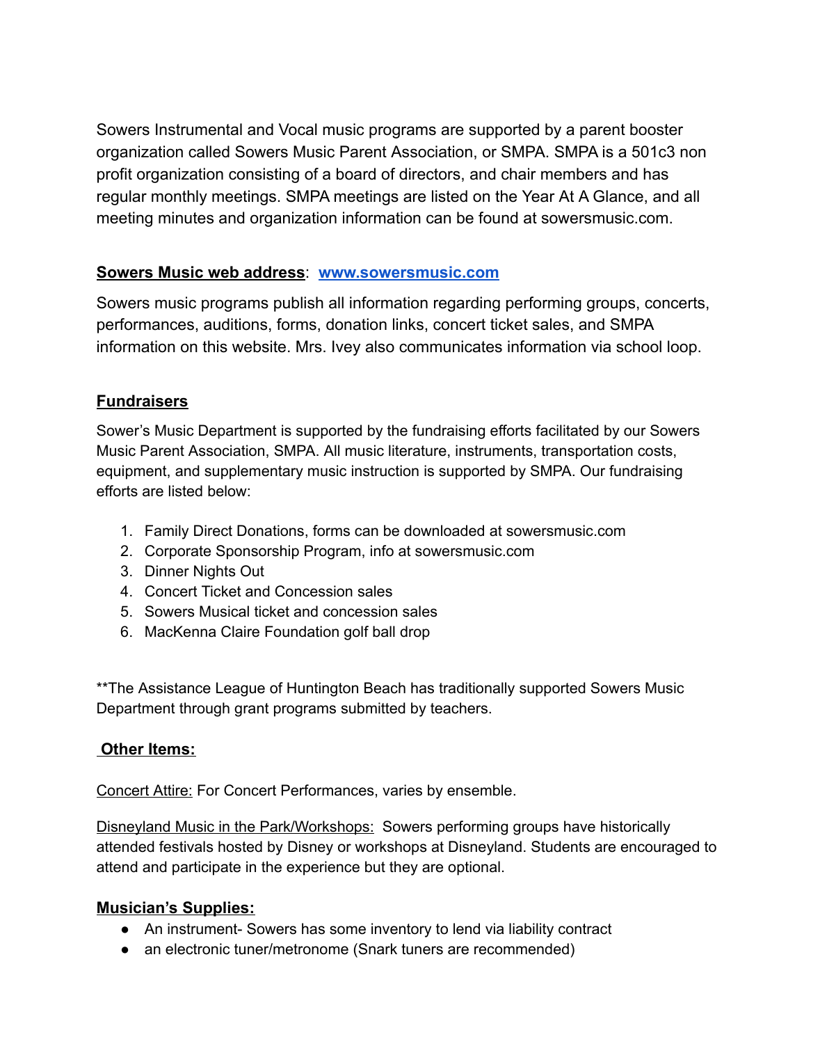Sowers Instrumental and Vocal music programs are supported by a parent booster organization called Sowers Music Parent Association, or SMPA. SMPA is a 501c3 non profit organization consisting of a board of directors, and chair members and has regular monthly meetings. SMPA meetings are listed on the Year At A Glance, and all meeting minutes and organization information can be found at sowersmusic.com.

**Sowers Music web address**: **[www.sowersmusic.com](http://www.sowersmusic.com)**

Sowers music programs publish all information regarding performing groups, concerts, performances, auditions, forms, donation links, concert ticket sales, and SMPA information on this website. Mrs. Ivey also communicates information via school loop.

**Fundraisers**

Sower's Music Department is supported by the fundraising efforts facilitated by our Sowers Music Parent Association, SMPA. All music literature, instruments, transportation costs, equipment, and supplementary music instruction is supported by SMPA. Our fundraising efforts are listed below:

1. Family Direct Donations, forms can be downloaded at sowersmusic.com
2. Corporate Sponsorship Program, info at sowersmusic.com
3. Dinner Nights Out
4. Concert Ticket and Concession sales
5. Sowers Musical ticket and concession sales
6. MacKenna Claire Foundation golf ball drop

**The Assistance League of Huntington Beach has traditionally supported Sowers Music Department through grant programs submitted by teachers.

**Other Items:**

Concert Attire: For Concert Performances, varies by ensemble.

Disneyland Music in the Park/Workshops: Sowers performing groups have historically attended festivals hosted by Disney or workshops at Disneyland. Students are encouraged to attend and participate in the experience but they are optional.

**Musician's Supplies:**

- An instrument- Sowers has some inventory to lend via liability contract
- an electronic tuner/metronome (Snark tuners are recommended)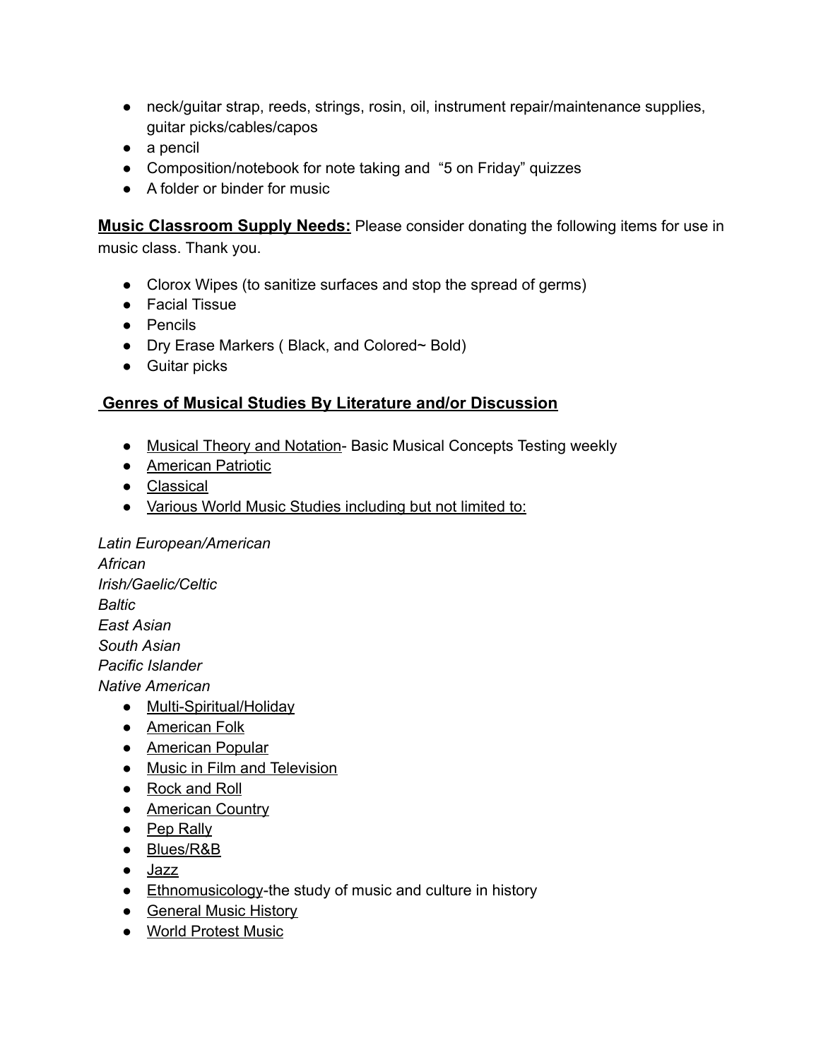- neck/guitar strap, reeds, strings, rosin, oil, instrument repair/maintenance supplies, guitar picks/cables/capos
- a pencil
- Composition/notebook for note taking and "5 on Friday" quizzes
- A folder or binder for music

**Music Classroom Supply Needs:** Please consider donating the following items for use in music class. Thank you.

- Clorox Wipes (to sanitize surfaces and stop the spread of germs)
- Facial Tissue
- Pencils
- Dry Erase Markers ( Black, and Colored~ Bold)
- Guitar picks

## Genres of Musical Studies By Literature and/or Discussion

- Musical Theory and Notation- Basic Musical Concepts Testing weekly
- American Patriotic
- Classical
- Various World Music Studies including but not limited to:

*Latin European/American*
*African*
*Irish/Gaelic/Celtic*
*Baltic*
*East Asian*
*South Asian*
*Pacific Islander*
*Native American*

- Multi-Spiritual/Holiday
- American Folk
- American Popular
- Music in Film and Television
- Rock and Roll
- American Country
- Pep Rally
- Blues/R&B
- Jazz
- Ethnomusicology-the study of music and culture in history
- General Music History
- World Protest Music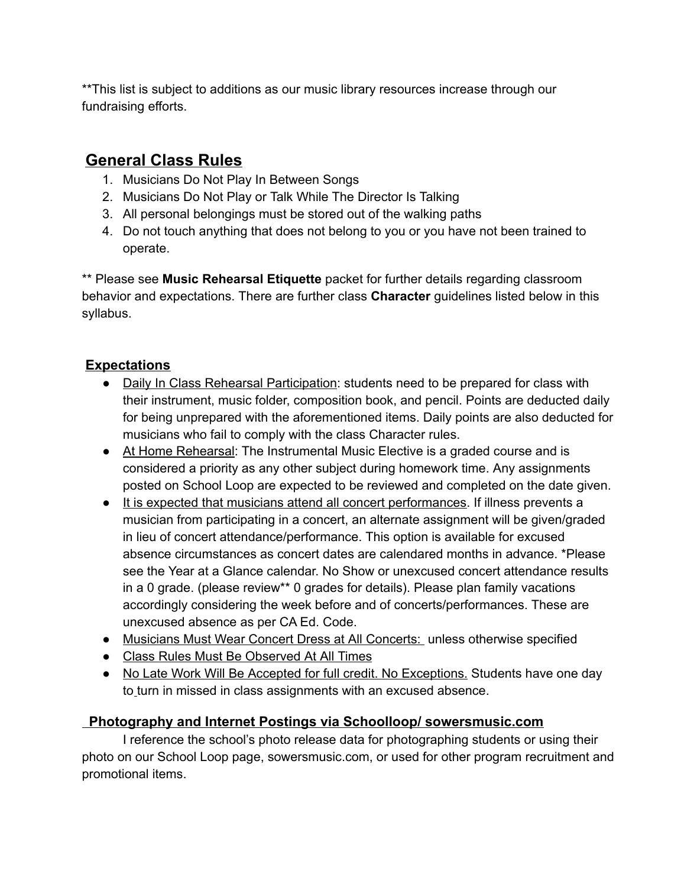**This list is subject to additions as our music library resources increase through our fundraising efforts.

## General Class Rules

1. Musicians Do Not Play In Between Songs
2. Musicians Do Not Play or Talk While The Director Is Talking
3. All personal belongings must be stored out of the walking paths
4. Do not touch anything that does not belong to you or you have not been trained to operate.

** Please see **Music Rehearsal Etiquette** packet for further details regarding classroom behavior and expectations. There are further class **Character** guidelines listed below in this syllabus.

### Expectations

- Daily In Class Rehearsal Participation: students need to be prepared for class with their instrument, music folder, composition book, and pencil. Points are deducted daily for being unprepared with the aforementioned items. Daily points are also deducted for musicians who fail to comply with the class Character rules.
- At Home Rehearsal: The Instrumental Music Elective is a graded course and is considered a priority as any other subject during homework time. Any assignments posted on School Loop are expected to be reviewed and completed on the date given.
- It is expected that musicians attend all concert performances. If illness prevents a musician from participating in a concert, an alternate assignment will be given/graded in lieu of concert attendance/performance. This option is available for excused absence circumstances as concert dates are calendared months in advance. *Please see the Year at a Glance calendar. No Show or unexcused concert attendance results in a 0 grade. (please review** 0 grades for details). Please plan family vacations accordingly considering the week before and of concerts/performances. These are unexcused absence as per CA Ed. Code.
- Musicians Must Wear Concert Dress at All Concerts: unless otherwise specified
- Class Rules Must Be Observed At All Times
- No Late Work Will Be Accepted for full credit. No Exceptions. Students have one day to turn in missed in class assignments with an excused absence.

### Photography and Internet Postings via Schoolloop/ sowersmusic.com

I reference the school's photo release data for photographing students or using their photo on our School Loop page, sowersmusic.com, or used for other program recruitment and promotional items.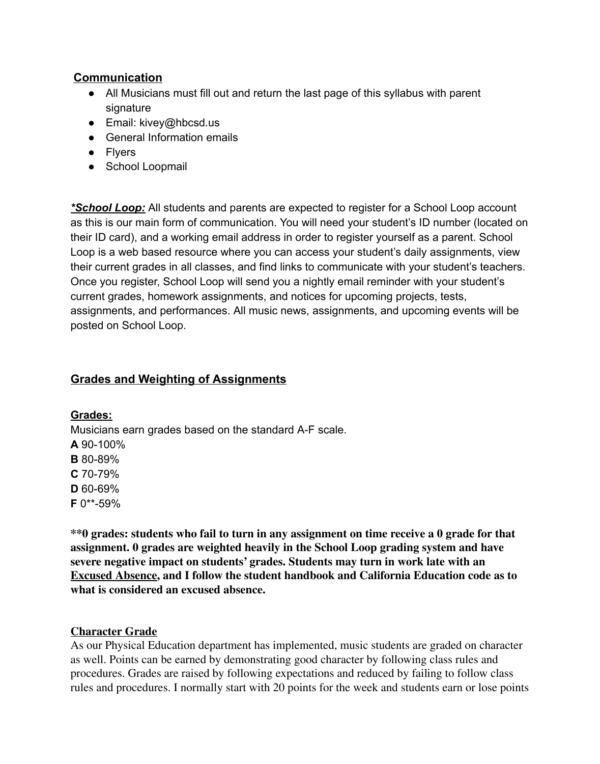## Communication

- All Musicians must fill out and return the last page of this syllabus with parent signature
- Email: kivey@hbcsd.us
- General Information emails
- Flyers
- School Loopmail

***School Loop:*** All students and parents are expected to register for a School Loop account as this is our main form of communication. You will need your student's ID number (located on their ID card), and a working email address in order to register yourself as a parent. School Loop is a web based resource where you can access your student's daily assignments, view their current grades in all classes, and find links to communicate with your student's teachers. Once you register, School Loop will send you a nightly email reminder with your student's current grades, homework assignments, and notices for upcoming projects, tests, assignments, and performances. All music news, assignments, and upcoming events will be posted on School Loop.

## Grades and Weighting of Assignments

**Grades:**

Musicians earn grades based on the standard A-F scale.

**A** 90-100%
**B** 80-89%
**C** 70-79%
**D** 60-69%
**F** 0**-59%

****0 grades: students who fail to turn in any assignment on time receive a 0 grade for that assignment. 0 grades are weighted heavily in the School Loop grading system and have severe negative impact on students' grades. Students may turn in work late with an Excused Absence, and I follow the student handbook and California Education code as to what is considered an excused absence.**

**Character Grade**

As our Physical Education department has implemented, music students are graded on character as well. Points can be earned by demonstrating good character by following class rules and procedures. Grades are raised by following expectations and reduced by failing to follow class rules and procedures. I normally start with 20 points for the week and students earn or lose points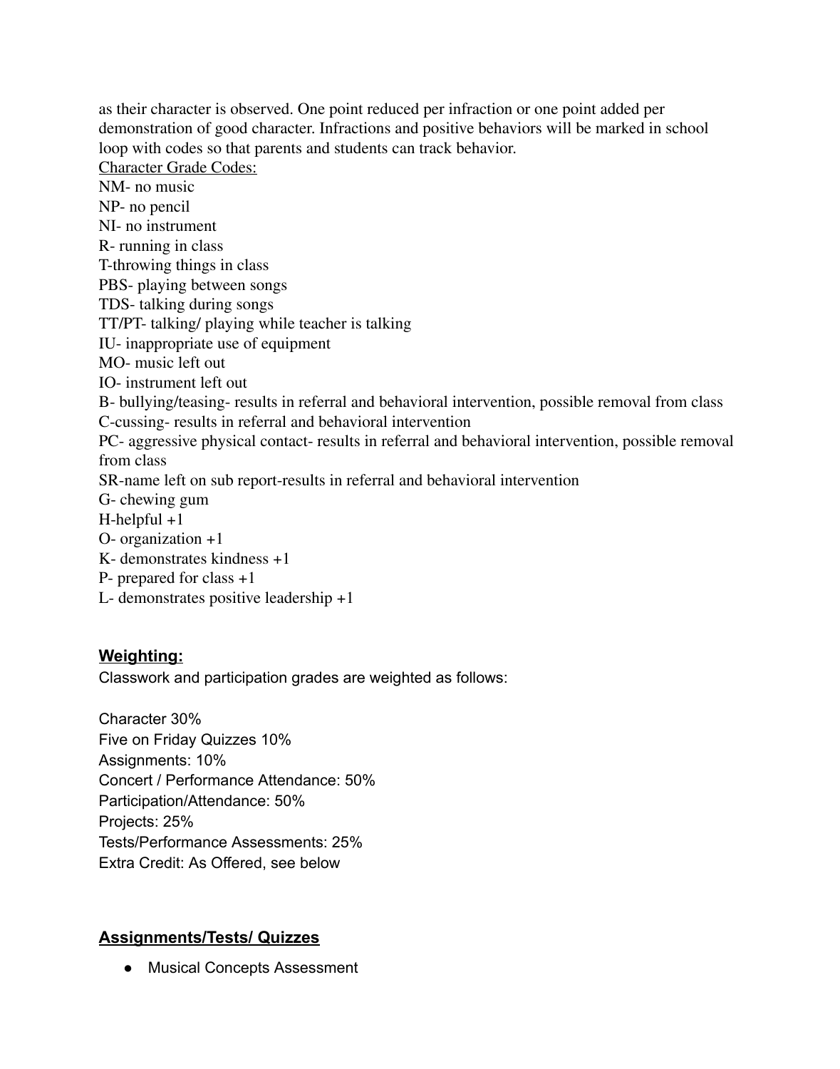as their character is observed. One point reduced per infraction or one point added per demonstration of good character. Infractions and positive behaviors will be marked in school loop with codes so that parents and students can track behavior.

Character Grade Codes:

NM- no music
NP- no pencil
NI- no instrument
R- running in class
T-throwing things in class
PBS- playing between songs
TDS- talking during songs
TT/PT- talking/ playing while teacher is talking
IU- inappropriate use of equipment
MO- music left out
IO- instrument left out
B- bullying/teasing- results in referral and behavioral intervention, possible removal from class
C-cussing- results in referral and behavioral intervention
PC- aggressive physical contact- results in referral and behavioral intervention, possible removal from class
SR-name left on sub report-results in referral and behavioral intervention
G- chewing gum
H-helpful +1
O- organization +1
K- demonstrates kindness +1
P- prepared for class +1
L- demonstrates positive leadership +1

## Weighting:

Classwork and participation grades are weighted as follows:

Character 30%
Five on Friday Quizzes 10%
Assignments: 10%
Concert / Performance Attendance: 50%
Participation/Attendance: 50%
Projects: 25%
Tests/Performance Assessments: 25%
Extra Credit: As Offered, see below

## Assignments/Tests/ Quizzes

- Musical Concepts Assessment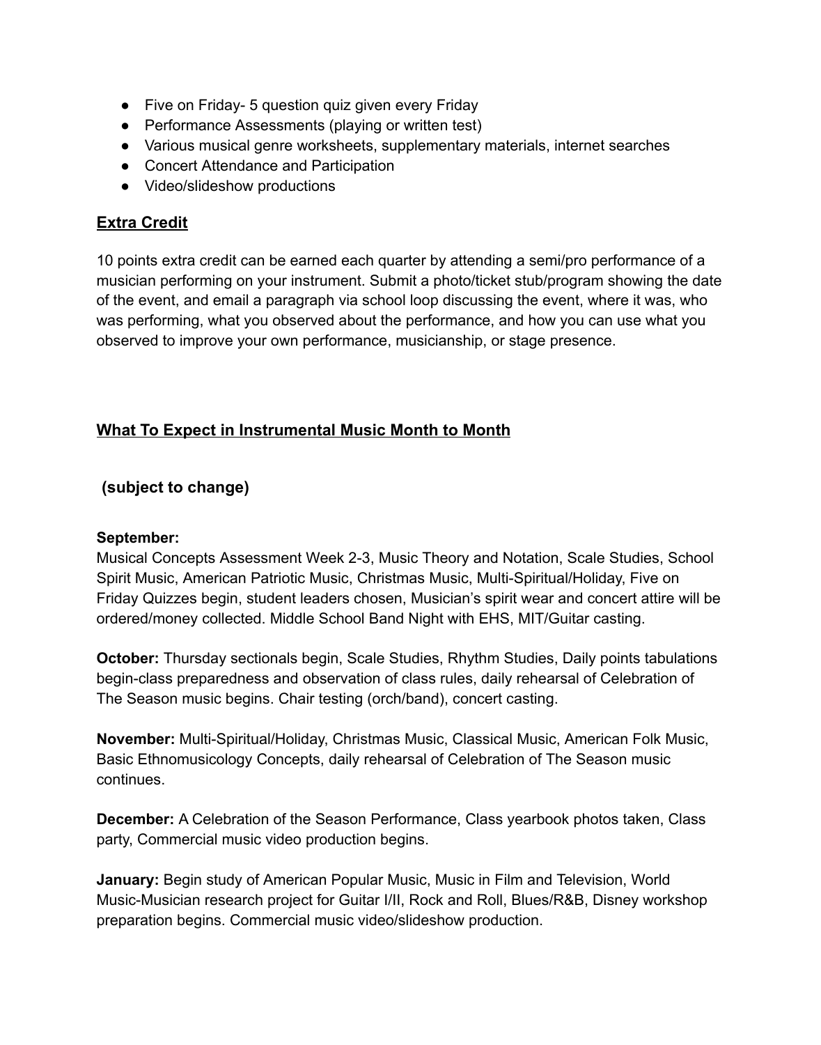- Five on Friday- 5 question quiz given every Friday
- Performance Assessments (playing or written test)
- Various musical genre worksheets, supplementary materials, internet searches
- Concert Attendance and Participation
- Video/slideshow productions

## Extra Credit

10 points extra credit can be earned each quarter by attending a semi/pro performance of a musician performing on your instrument. Submit a photo/ticket stub/program showing the date of the event, and email a paragraph via school loop discussing the event, where it was, who was performing, what you observed about the performance, and how you can use what you observed to improve your own performance, musicianship, or stage presence.

## What To Expect in Instrumental Music Month to Month

### (subject to change)

**September:**
Musical Concepts Assessment Week 2-3, Music Theory and Notation, Scale Studies, School Spirit Music, American Patriotic Music, Christmas Music, Multi-Spiritual/Holiday, Five on Friday Quizzes begin, student leaders chosen, Musician's spirit wear and concert attire will be ordered/money collected. Middle School Band Night with EHS, MIT/Guitar casting.

**October:** Thursday sectionals begin, Scale Studies, Rhythm Studies, Daily points tabulations begin-class preparedness and observation of class rules, daily rehearsal of Celebration of The Season music begins. Chair testing (orch/band), concert casting.

**November:** Multi-Spiritual/Holiday, Christmas Music, Classical Music, American Folk Music, Basic Ethnomusicology Concepts, daily rehearsal of Celebration of The Season music continues.

**December:** A Celebration of the Season Performance, Class yearbook photos taken, Class party, Commercial music video production begins.

**January:** Begin study of American Popular Music, Music in Film and Television, World Music-Musician research project for Guitar I/II, Rock and Roll, Blues/R&B, Disney workshop preparation begins. Commercial music video/slideshow production.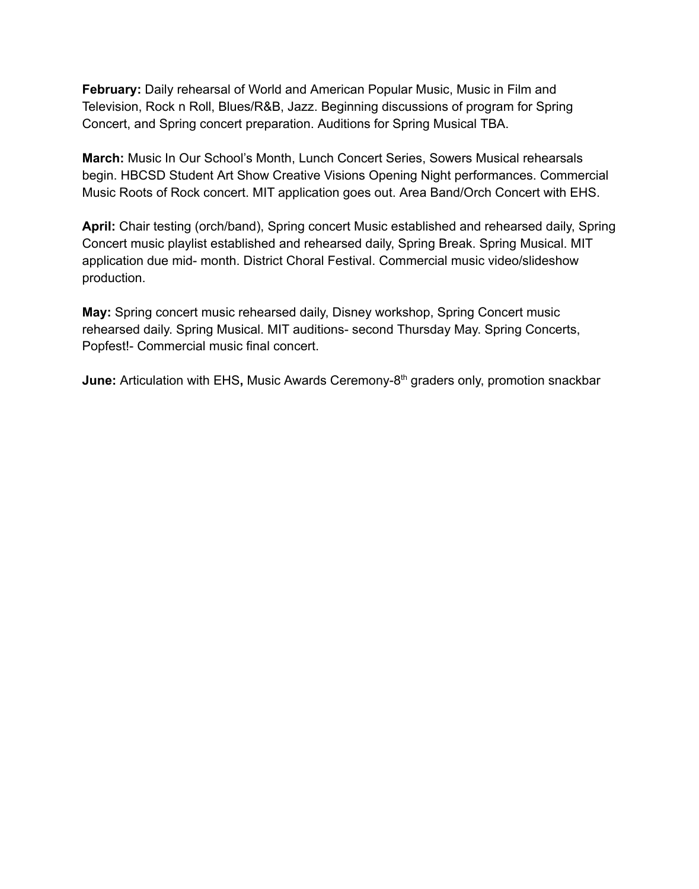**February:** Daily rehearsal of World and American Popular Music, Music in Film and Television, Rock n Roll, Blues/R&B, Jazz. Beginning discussions of program for Spring Concert, and Spring concert preparation. Auditions for Spring Musical TBA.

**March:** Music In Our School's Month, Lunch Concert Series, Sowers Musical rehearsals begin. HBCSD Student Art Show Creative Visions Opening Night performances. Commercial Music Roots of Rock concert. MIT application goes out. Area Band/Orch Concert with EHS.

**April:** Chair testing (orch/band), Spring concert Music established and rehearsed daily, Spring Concert music playlist established and rehearsed daily, Spring Break. Spring Musical. MIT application due mid- month. District Choral Festival. Commercial music video/slideshow production.

**May:** Spring concert music rehearsed daily, Disney workshop, Spring Concert music rehearsed daily. Spring Musical. MIT auditions- second Thursday May. Spring Concerts, Popfest!- Commercial music final concert.

**June:** Articulation with EHS**,** Music Awards Ceremony-8th graders only, promotion snackbar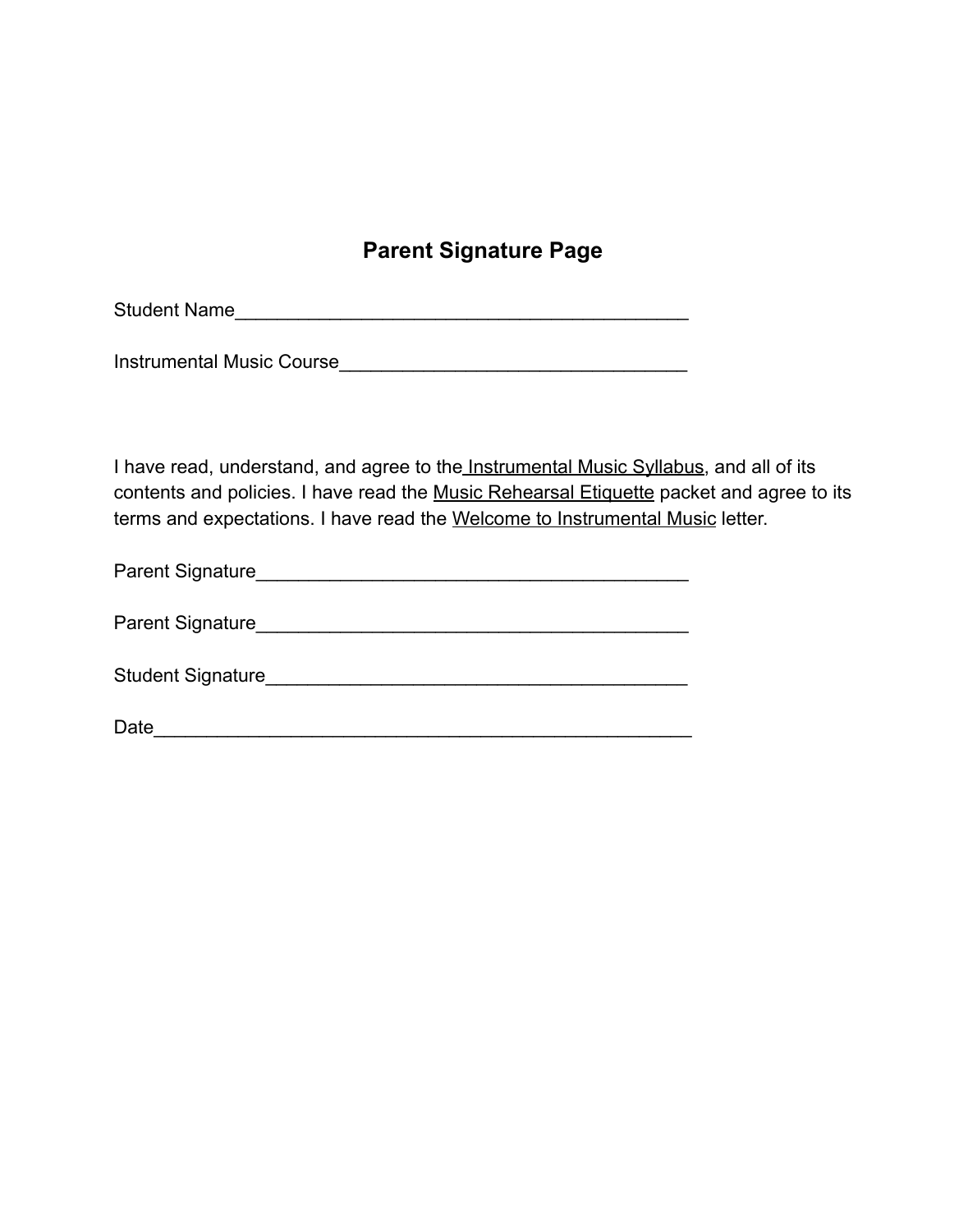## Parent Signature Page

Student Name___________________________________________

Instrumental Music Course_________________________________

I have read, understand, and agree to the Instrumental Music Syllabus, and all of its contents and policies. I have read the Music Rehearsal Etiquette packet and agree to its terms and expectations. I have read the Welcome to Instrumental Music letter.

Parent Signature_________________________________________

Parent Signature_________________________________________

Student Signature________________________________________

Date___________________________________________________